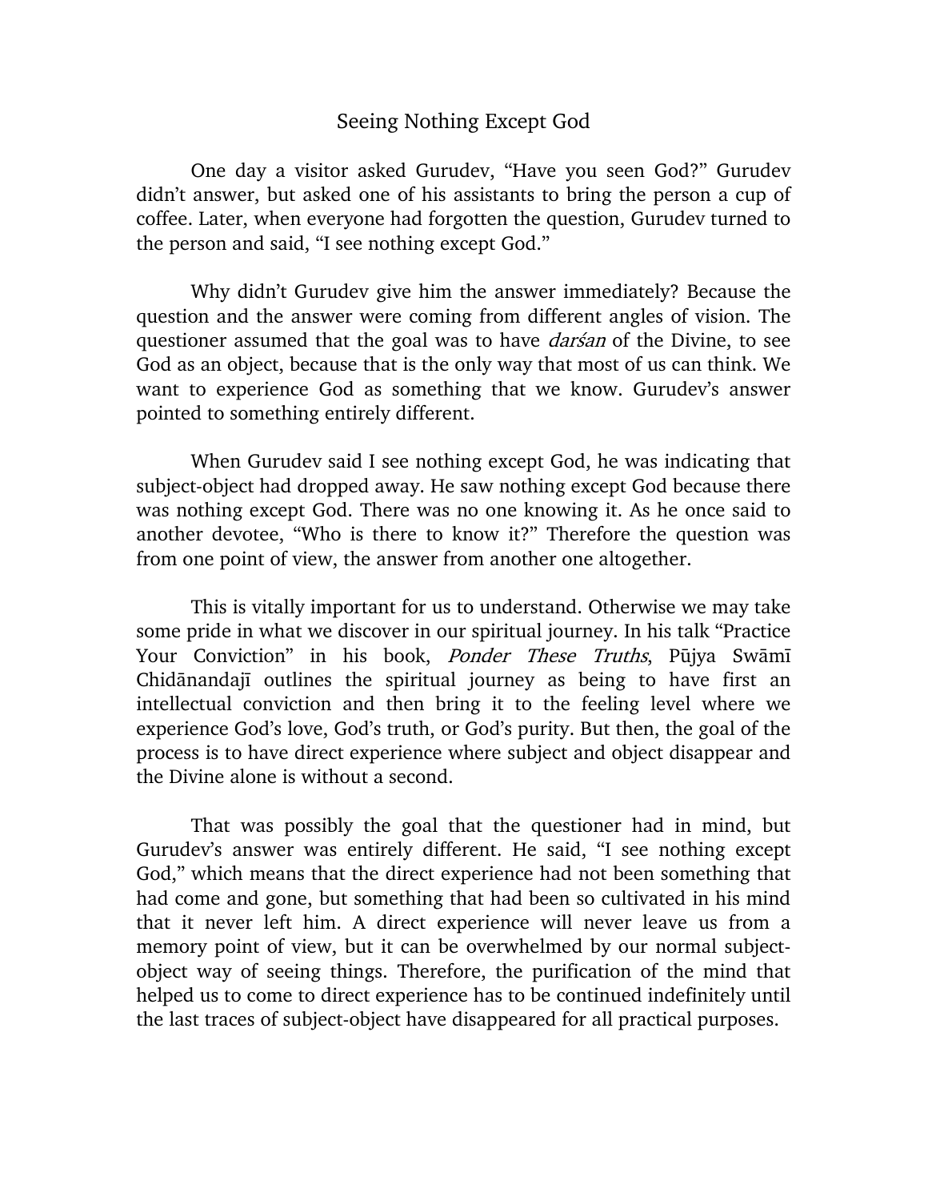# Seeing Nothing Except God

One day a visitor asked Gurudev, "Have you seen God?" Gurudev didn't answer, but asked one of his assistants to bring the person a cup of coffee. Later, when everyone had forgotten the question, Gurudev turned to the person and said, "I see nothing except God."

Why didn't Gurudev give him the answer immediately? Because the question and the answer were coming from different angles of vision. The questioner assumed that the goal was to have *darśan* of the Divine, to see God as an object, because that is the only way that most of us can think. We want to experience God as something that we know. Gurudev's answer pointed to something entirely different.

When Gurudev said I see nothing except God, he was indicating that subject-object had dropped away. He saw nothing except God because there was nothing except God. There was no one knowing it. As he once said to another devotee, "Who is there to know it?" Therefore the question was from one point of view, the answer from another one altogether.

This is vitally important for us to understand. Otherwise we may take some pride in what we discover in our spiritual journey. In his talk "Practice Your Conviction" in his book, *Ponder These Truths*, Pūjya Swāmī Chidānandajī outlines the spiritual journey as being to have first an intellectual conviction and then bring it to the feeling level where we experience God's love, God's truth, or God's purity. But then, the goal of the process is to have direct experience where subject and object disappear and the Divine alone is without a second.

That was possibly the goal that the questioner had in mind, but Gurudev's answer was entirely different. He said, "I see nothing except God," which means that the direct experience had not been something that had come and gone, but something that had been so cultivated in his mind that it never left him. A direct experience will never leave us from a memory point of view, but it can be overwhelmed by our normal subject-object way of seeing things. Therefore, the purification of the mind that helped us to come to direct experience has to be continued indefinitely until the last traces of subject-object have disappeared for all practical purposes.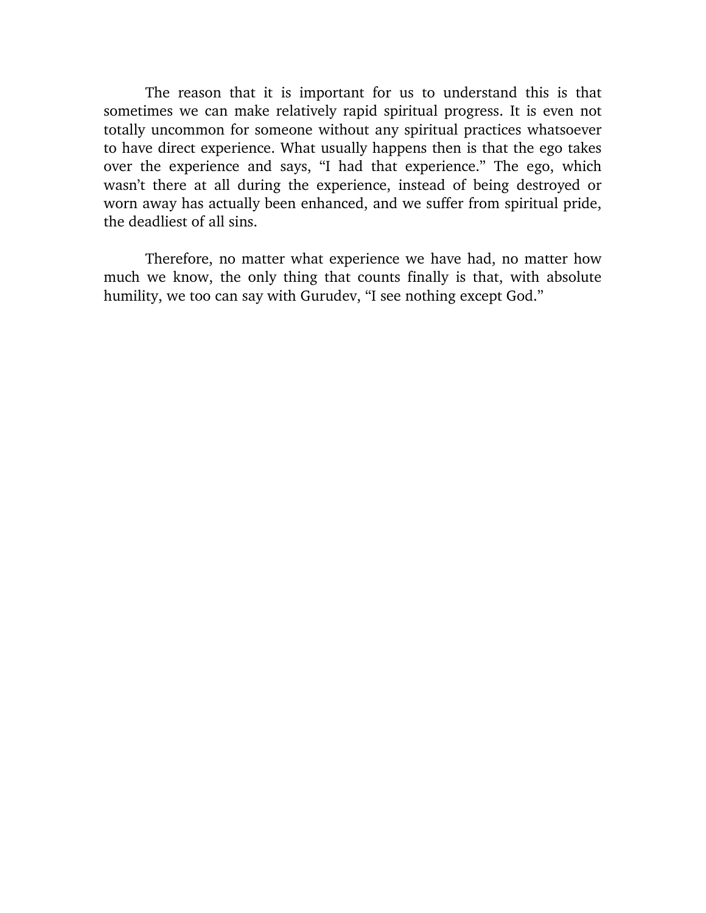The reason that it is important for us to understand this is that sometimes we can make relatively rapid spiritual progress. It is even not totally uncommon for someone without any spiritual practices whatsoever to have direct experience. What usually happens then is that the ego takes over the experience and says, "I had that experience." The ego, which wasn't there at all during the experience, instead of being destroyed or worn away has actually been enhanced, and we suffer from spiritual pride, the deadliest of all sins.

Therefore, no matter what experience we have had, no matter how much we know, the only thing that counts finally is that, with absolute humility, we too can say with Gurudev, "I see nothing except God."